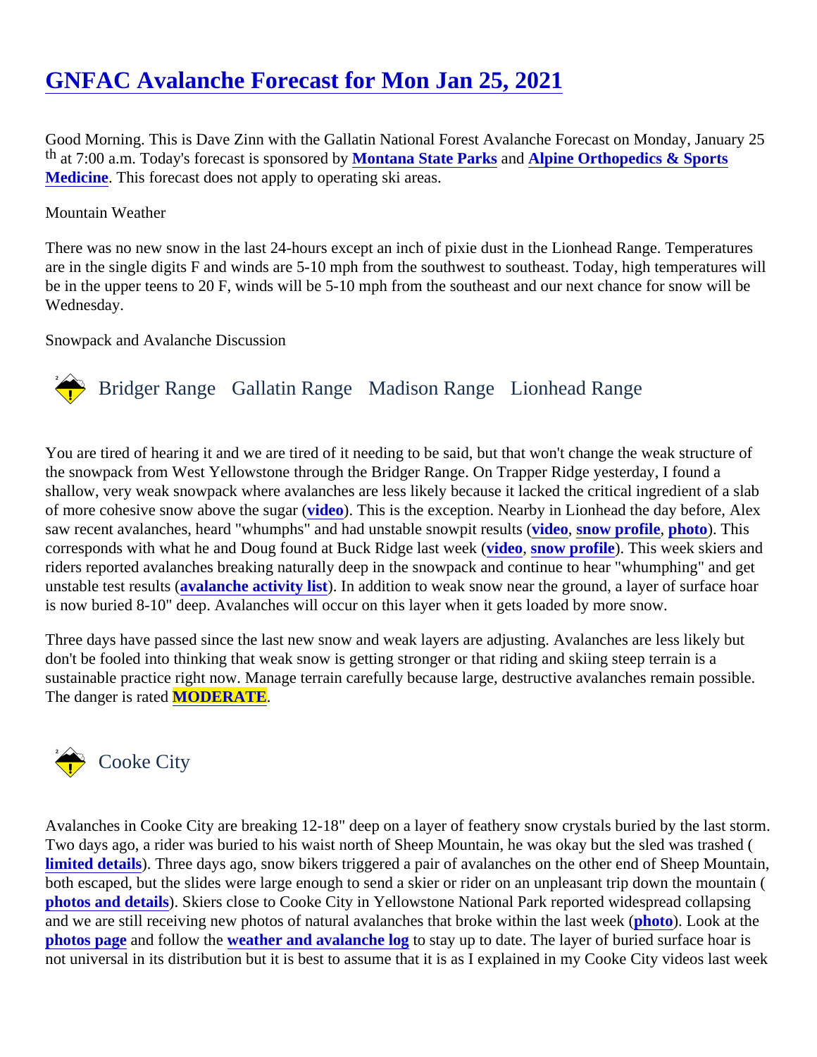# GNFAC Avalanche Forecast for Mon Jan 25, 2021

Good Morning. This is Dave Zinn with the Gallatin National Forest Avalanche Forecast on Monday, January 25th at 7:00 a.m. Today's forecast is sponsored by **Montana State Parks** and **Alpine Orthopedics & Sports Medicine**. This forecast does not apply to operating ski areas.

Mountain Weather

There was no new snow in the last 24-hours except an inch of pixie dust in the Lionhead Range. Temperatures are in the single digits F and winds are 5-10 mph from the southwest to southeast. Today, high temperatures will be in the upper teens to 20 F, winds will be 5-10 mph from the southeast and our next chance for snow will be Wednesday.

Snowpack and Avalanche Discussion

### Bridger Range Gallatin Range Madison Range Lionhead Range

You are tired of hearing it and we are tired of it needing to be said, but that won't change the weak structure of the snowpack from West Yellowstone through the Bridger Range. On Trapper Ridge yesterday, I found a shallow, very weak snowpack where avalanches are less likely because it lacked the critical ingredient of a slab of more cohesive snow above the sugar (**video**). This is the exception. Nearby in Lionhead the day before, Alex saw recent avalanches, heard "whumphs" and had unstable snowpit results (**video**, **snow profile**, **photo**). This corresponds with what he and Doug found at Buck Ridge last week (**video**, **snow profile**). This week skiers and riders reported avalanches breaking naturally deep in the snowpack and continue to hear "whumphing" and get unstable test results (**avalanche activity list**). In addition to weak snow near the ground, a layer of surface hoar is now buried 8-10" deep. Avalanches will occur on this layer when it gets loaded by more snow.

Three days have passed since the last new snow and weak layers are adjusting. Avalanches are less likely but don't be fooled into thinking that weak snow is getting stronger or that riding and skiing steep terrain is a sustainable practice right now. Manage terrain carefully because large, destructive avalanches remain possible. The danger is rated **MODERATE**.

### Cooke City

Avalanches in Cooke City are breaking 12-18" deep on a layer of feathery snow crystals buried by the last storm. Two days ago, a rider was buried to his waist north of Sheep Mountain, he was okay but the sled was trashed (**limited details**). Three days ago, snow bikers triggered a pair of avalanches on the other end of Sheep Mountain, both escaped, but the slides were large enough to send a skier or rider on an unpleasant trip down the mountain (**photos and details**). Skiers close to Cooke City in Yellowstone National Park reported widespread collapsing and we are still receiving new photos of natural avalanches that broke within the last week (**photo**). Look at the **photos page** and follow the **weather and avalanche log** to stay up to date. The layer of buried surface hoar is not universal in its distribution but it is best to assume that it is as I explained in my Cooke City videos last week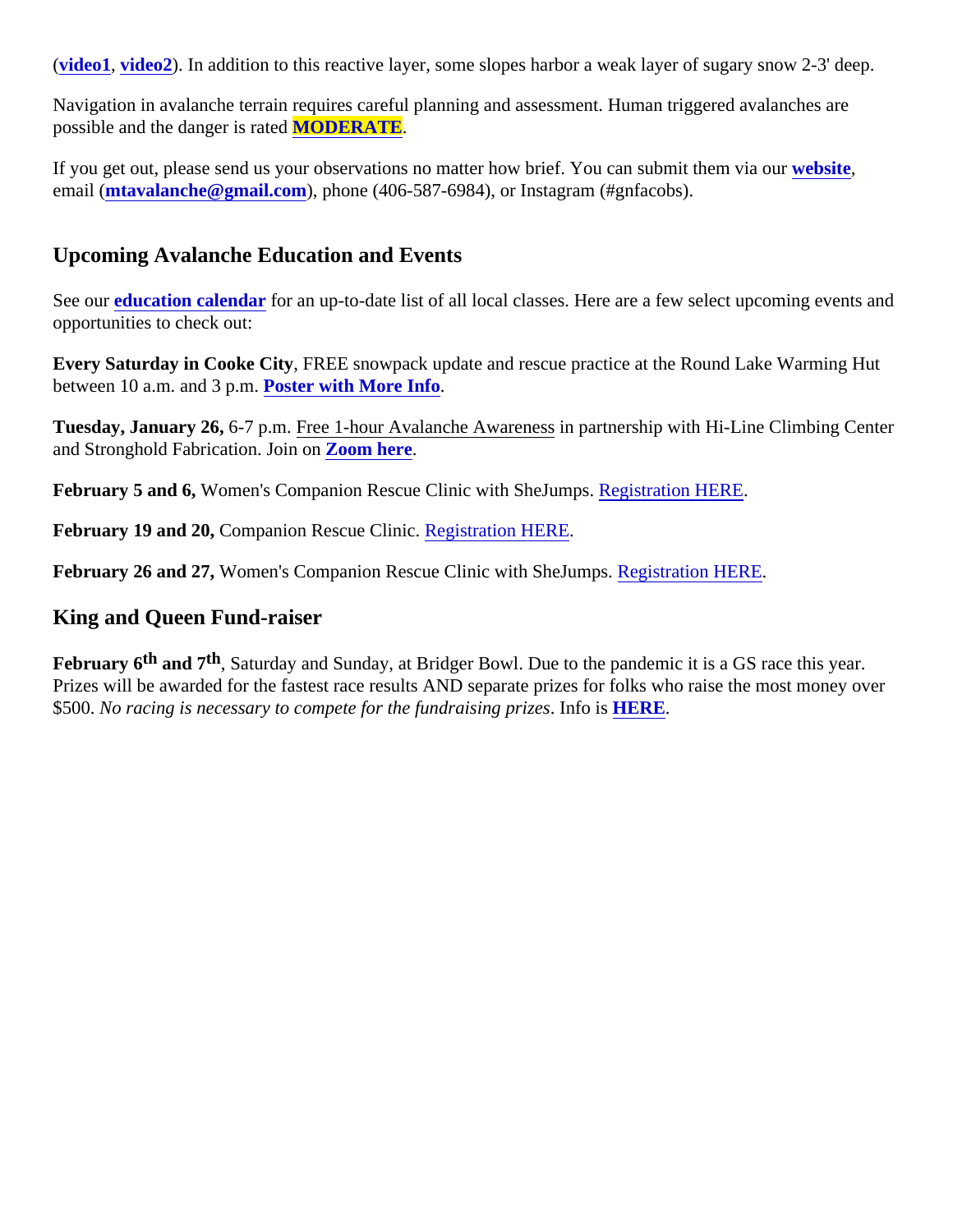(**video1**, **video2**). In addition to this reactive layer, some slopes harbor a weak layer of sugary snow 2-3' deep.

Navigation in avalanche terrain requires careful planning and assessment. Human triggered avalanches are possible and the danger is rated **MODERATE**.

If you get out, please send us your observations no matter how brief. You can submit them via our **website**, email (**mtavalanche@gmail.com**), phone (406-587-6984), or Instagram (#gnfacobs).

## Upcoming Avalanche Education and Events

See our **education calendar** for an up-to-date list of all local classes. Here are a few select upcoming events and opportunities to check out:

**Every Saturday in Cooke City**, FREE snowpack update and rescue practice at the Round Lake Warming Hut between 10 a.m. and 3 p.m. **Poster with More Info**.

**Tuesday, January 26,** 6-7 p.m. Free 1-hour Avalanche Awareness in partnership with Hi-Line Climbing Center and Stronghold Fabrication. Join on **Zoom here**.

**February 5 and 6,** Women's Companion Rescue Clinic with SheJumps. Registration HERE.

**February 19 and 20,** Companion Rescue Clinic. Registration HERE.

**February 26 and 27,** Women's Companion Rescue Clinic with SheJumps. Registration HERE.

## King and Queen Fund-raiser

**February 6th and 7th**, Saturday and Sunday, at Bridger Bowl. Due to the pandemic it is a GS race this year. Prizes will be awarded for the fastest race results AND separate prizes for folks who raise the most money over $500. *No racing is necessary to compete for the fundraising prizes*. Info is **HERE**.